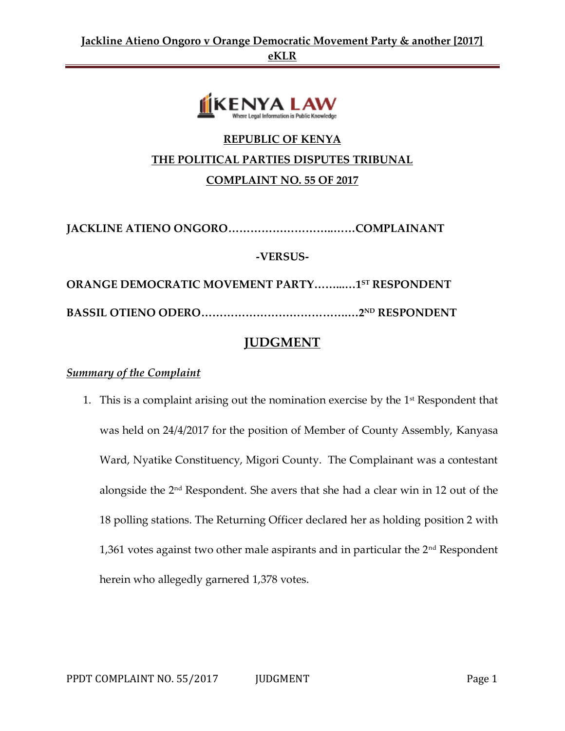**REPUBLIC OF KENYA**

**THE POLITICAL PARTIES DISPUTES TRIBUNAL**

**COMPLAINT NO. 55 OF 2017**

**JACKLINE ATIENO ONGORO…………………………..……COMPLAINANT**

**-VERSUS-**

**ORANGE DEMOCRATIC MOVEMENT PARTY……..…1ST RESPONDENT**

**BASSIL OTIENO ODERO…………………………………..…2ND RESPONDENT**

# JUDGMENT

***Summary of the Complaint***

1. This is a complaint arising out the nomination exercise by the 1st Respondent that was held on 24/4/2017 for the position of Member of County Assembly, Kanyasa Ward, Nyatike Constituency, Migori County. The Complainant was a contestant alongside the 2nd Respondent. She avers that she had a clear win in 12 out of the 18 polling stations. The Returning Officer declared her as holding position 2 with 1,361 votes against two other male aspirants and in particular the 2nd Respondent herein who allegedly garnered 1,378 votes.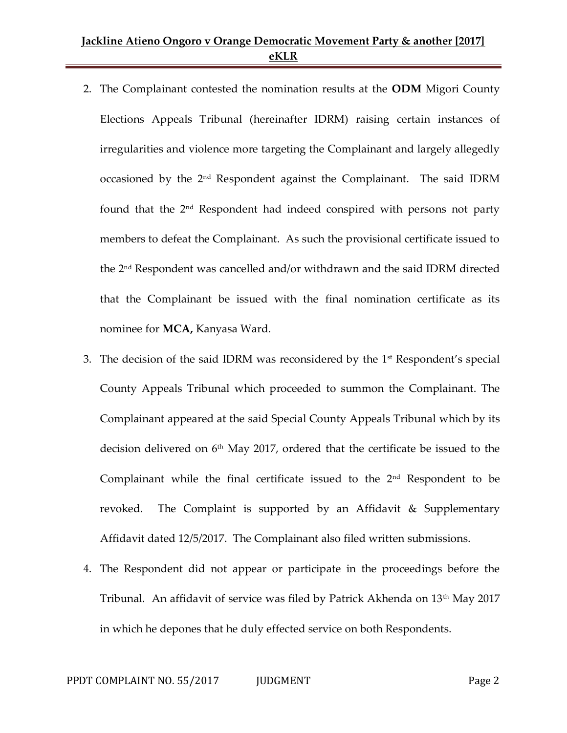2. The Complainant contested the nomination results at the **ODM** Migori County Elections Appeals Tribunal (hereinafter IDRM) raising certain instances of irregularities and violence more targeting the Complainant and largely allegedly occasioned by the 2nd Respondent against the Complainant. The said IDRM found that the 2nd Respondent had indeed conspired with persons not party members to defeat the Complainant. As such the provisional certificate issued to the 2nd Respondent was cancelled and/or withdrawn and the said IDRM directed that the Complainant be issued with the final nomination certificate as its nominee for **MCA,** Kanyasa Ward.

3. The decision of the said IDRM was reconsidered by the 1st Respondent's special County Appeals Tribunal which proceeded to summon the Complainant. The Complainant appeared at the said Special County Appeals Tribunal which by its decision delivered on 6th May 2017, ordered that the certificate be issued to the Complainant while the final certificate issued to the 2nd Respondent to be revoked. The Complaint is supported by an Affidavit & Supplementary Affidavit dated 12/5/2017. The Complainant also filed written submissions.

4. The Respondent did not appear or participate in the proceedings before the Tribunal. An affidavit of service was filed by Patrick Akhenda on 13th May 2017 in which he depones that he duly effected service on both Respondents.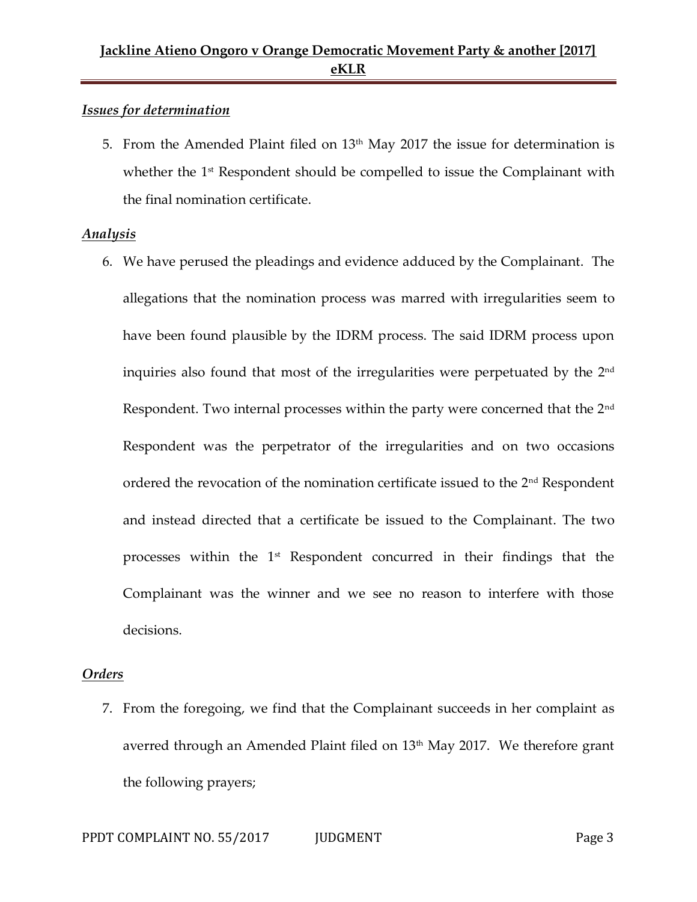***Issues for determination***

5. From the Amended Plaint filed on 13th May 2017 the issue for determination is whether the 1st Respondent should be compelled to issue the Complainant with the final nomination certificate.

***Analysis***

6. We have perused the pleadings and evidence adduced by the Complainant. The allegations that the nomination process was marred with irregularities seem to have been found plausible by the IDRM process. The said IDRM process upon inquiries also found that most of the irregularities were perpetuated by the 2nd Respondent. Two internal processes within the party were concerned that the 2nd Respondent was the perpetrator of the irregularities and on two occasions ordered the revocation of the nomination certificate issued to the 2nd Respondent and instead directed that a certificate be issued to the Complainant. The two processes within the 1st Respondent concurred in their findings that the Complainant was the winner and we see no reason to interfere with those decisions.

***Orders***

7. From the foregoing, we find that the Complainant succeeds in her complaint as averred through an Amended Plaint filed on 13th May 2017. We therefore grant the following prayers;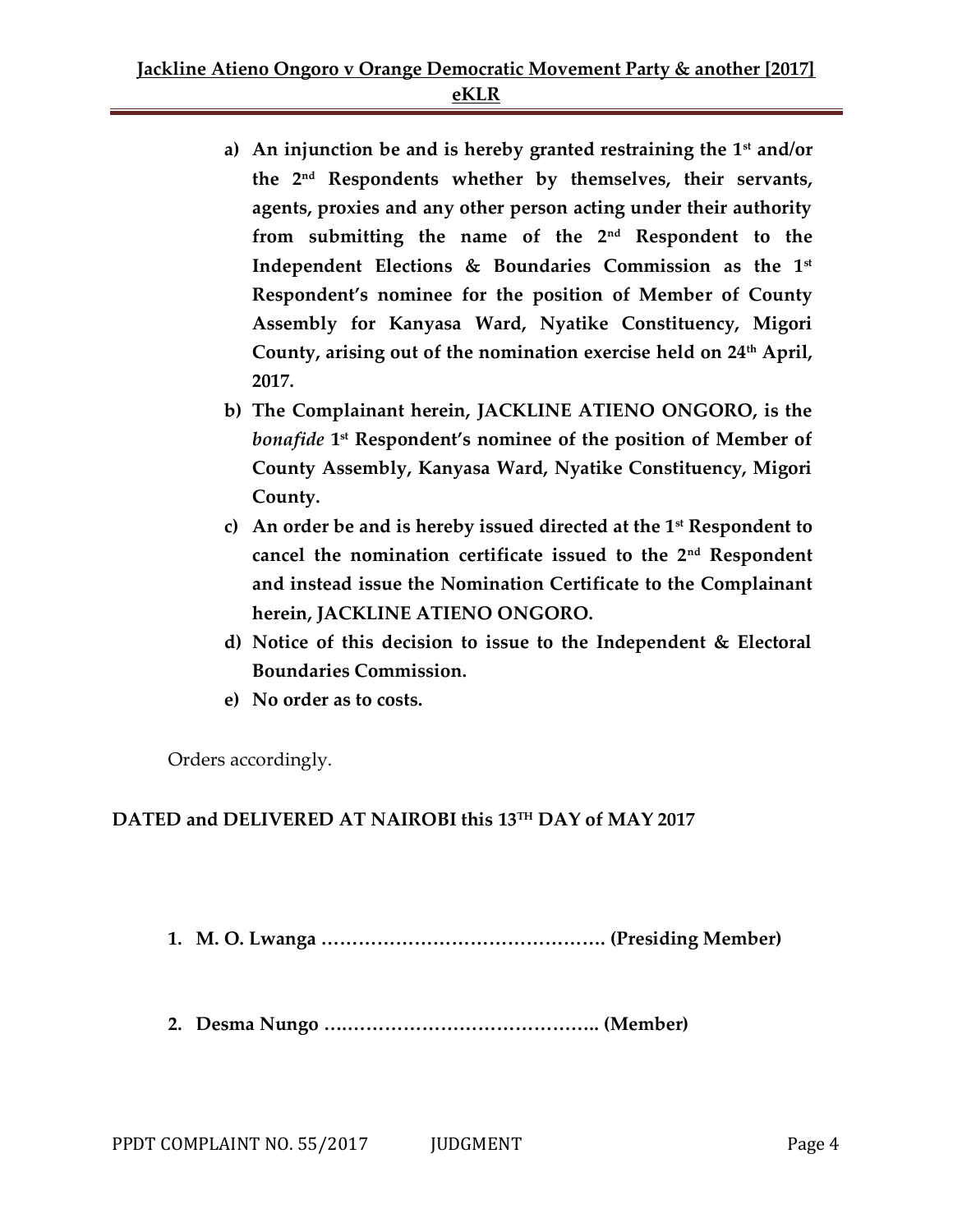a) **An injunction be and is hereby granted restraining the 1st and/or the 2nd Respondents whether by themselves, their servants, agents, proxies and any other person acting under their authority from submitting the name of the 2nd Respondent to the Independent Elections & Boundaries Commission as the 1st Respondent's nominee for the position of Member of County Assembly for Kanyasa Ward, Nyatike Constituency, Migori County, arising out of the nomination exercise held on 24th April, 2017.**

b) **The Complainant herein, JACKLINE ATIENO ONGORO, is the *bonafide* 1st Respondent's nominee of the position of Member of County Assembly, Kanyasa Ward, Nyatike Constituency, Migori County.**

c) **An order be and is hereby issued directed at the 1st Respondent to cancel the nomination certificate issued to the 2nd Respondent and instead issue the Nomination Certificate to the Complainant herein, JACKLINE ATIENO ONGORO.**

d) **Notice of this decision to issue to the Independent & Electoral Boundaries Commission.**

e) **No order as to costs.**

Orders accordingly.

**DATED and DELIVERED AT NAIROBI this 13TH DAY of MAY 2017**

1. **M. O. Lwanga ………………………………………. (Presiding Member)**

2. **Desma Nungo ……………………………………. (Member)**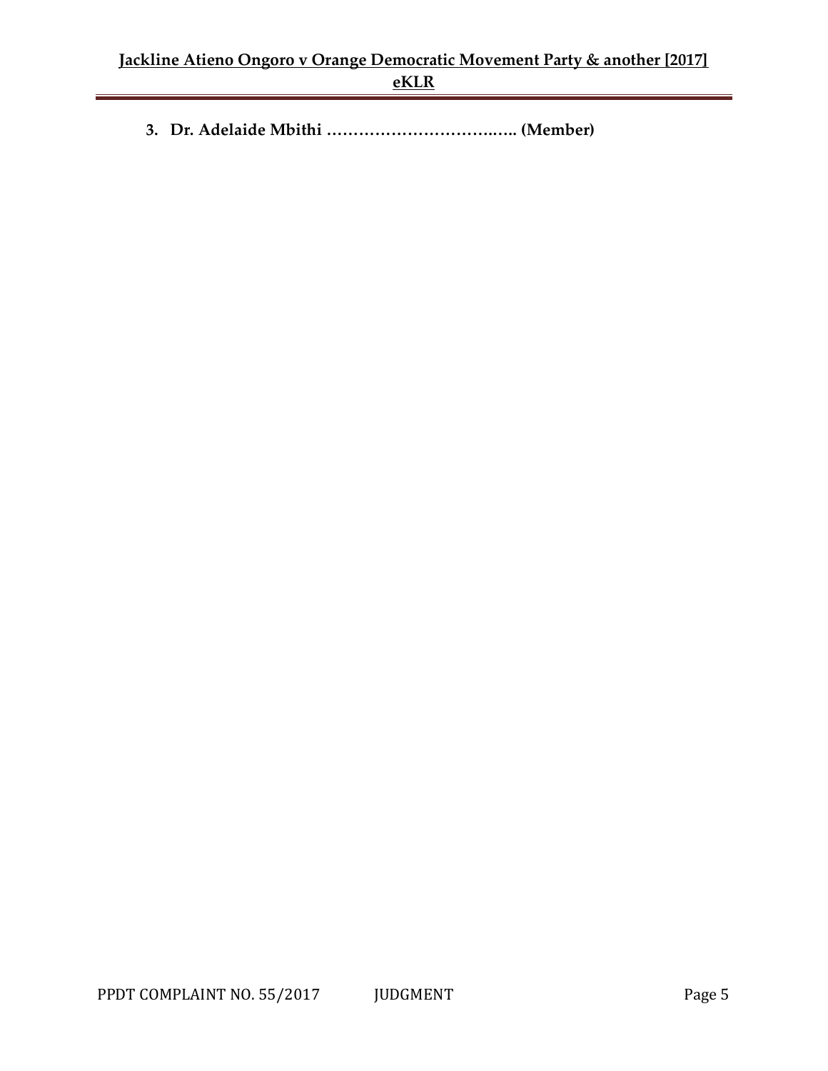3. **Dr. Adelaide Mbithi ……………………………..….. (Member)**